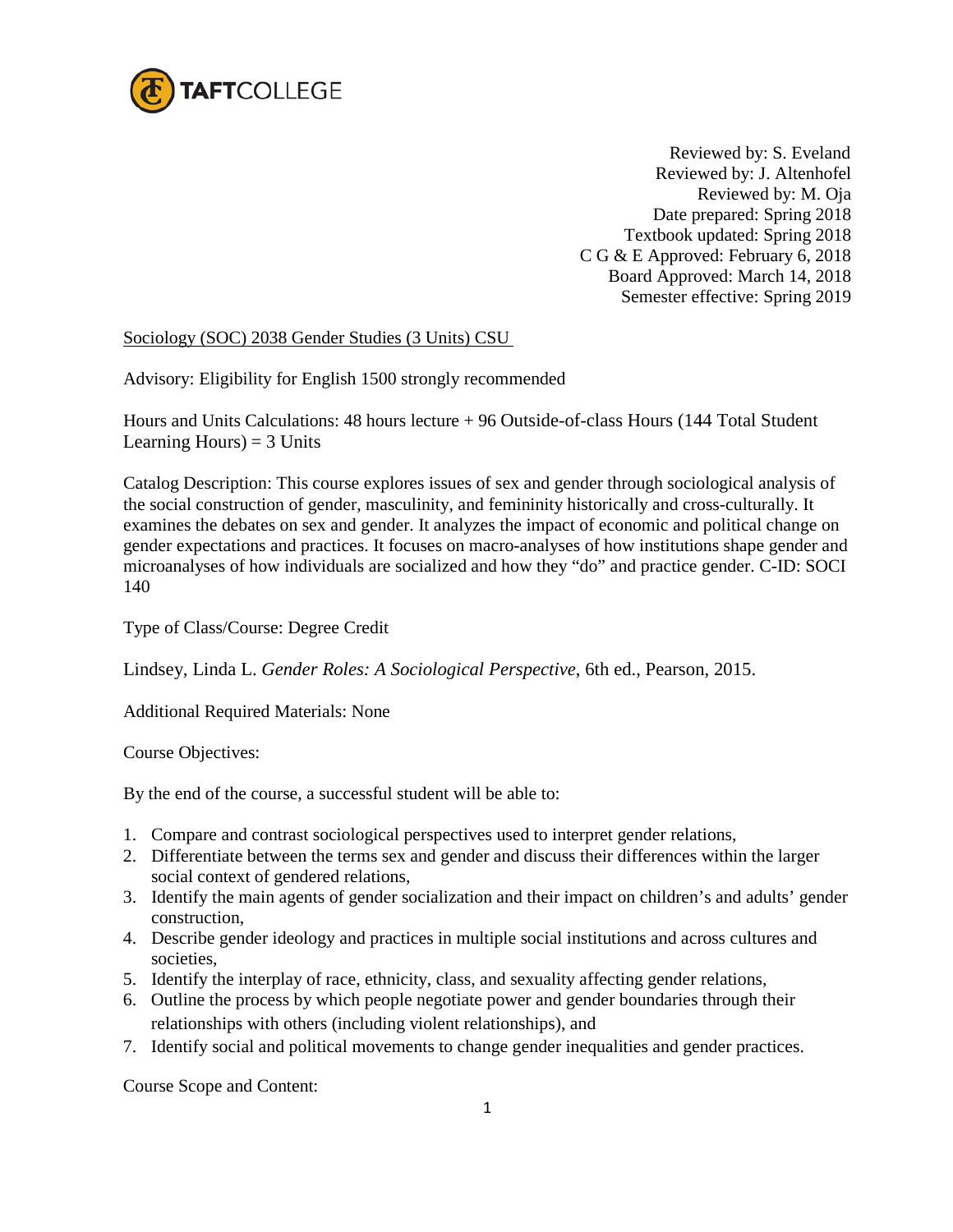Reviewed by: S. Eveland
Reviewed by: J. Altenhofel
Reviewed by: M. Oja
Date prepared: Spring 2018
Textbook updated: Spring 2018
C G & E Approved: February 6, 2018
Board Approved: March 14, 2018
Semester effective: Spring 2019

Sociology (SOC) 2038 Gender Studies (3 Units) CSU

Advisory: Eligibility for English 1500 strongly recommended

Hours and Units Calculations: 48 hours lecture + 96 Outside-of-class Hours (144 Total Student Learning Hours) = 3 Units

Catalog Description: This course explores issues of sex and gender through sociological analysis of the social construction of gender, masculinity, and femininity historically and cross-culturally. It examines the debates on sex and gender. It analyzes the impact of economic and political change on gender expectations and practices. It focuses on macro-analyses of how institutions shape gender and microanalyses of how individuals are socialized and how they "do" and practice gender. C-ID: SOCI 140

Type of Class/Course: Degree Credit

Lindsey, Linda L. *Gender Roles: A Sociological Perspective*, 6th ed., Pearson, 2015.

Additional Required Materials: None

Course Objectives:

By the end of the course, a successful student will be able to:

1. Compare and contrast sociological perspectives used to interpret gender relations,
2. Differentiate between the terms sex and gender and discuss their differences within the larger social context of gendered relations,
3. Identify the main agents of gender socialization and their impact on children's and adults' gender construction,
4. Describe gender ideology and practices in multiple social institutions and across cultures and societies,
5. Identify the interplay of race, ethnicity, class, and sexuality affecting gender relations,
6. Outline the process by which people negotiate power and gender boundaries through their relationships with others (including violent relationships), and
7. Identify social and political movements to change gender inequalities and gender practices.

Course Scope and Content: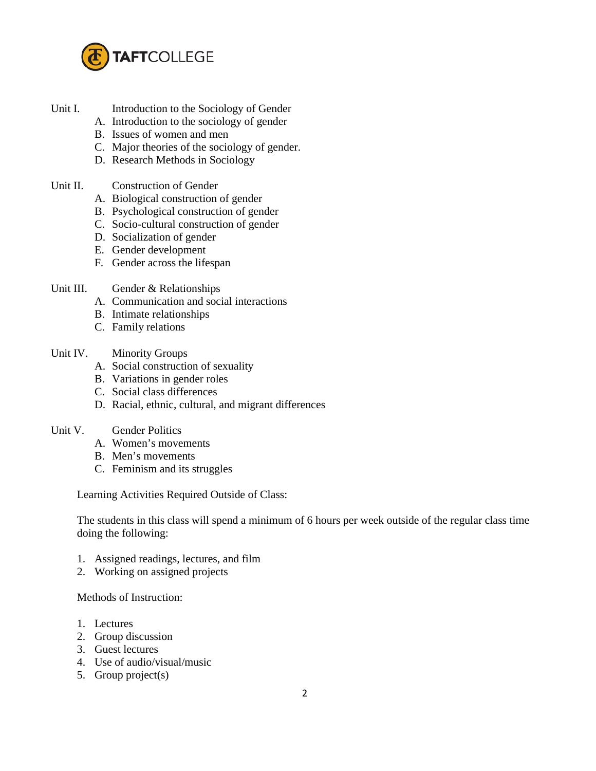Unit I. Introduction to the Sociology of Gender

A. Introduction to the sociology of gender
B. Issues of women and men
C. Major theories of the sociology of gender.
D. Research Methods in Sociology

Unit II. Construction of Gender

A. Biological construction of gender
B. Psychological construction of gender
C. Socio-cultural construction of gender
D. Socialization of gender
E. Gender development
F. Gender across the lifespan

Unit III. Gender & Relationships

A. Communication and social interactions
B. Intimate relationships
C. Family relations

Unit IV. Minority Groups

A. Social construction of sexuality
B. Variations in gender roles
C. Social class differences
D. Racial, ethnic, cultural, and migrant differences

Unit V. Gender Politics

A. Women's movements
B. Men's movements
C. Feminism and its struggles

Learning Activities Required Outside of Class:

The students in this class will spend a minimum of 6 hours per week outside of the regular class time doing the following:

1. Assigned readings, lectures, and film
2. Working on assigned projects

Methods of Instruction:

1. Lectures
2. Group discussion
3. Guest lectures
4. Use of audio/visual/music
5. Group project(s)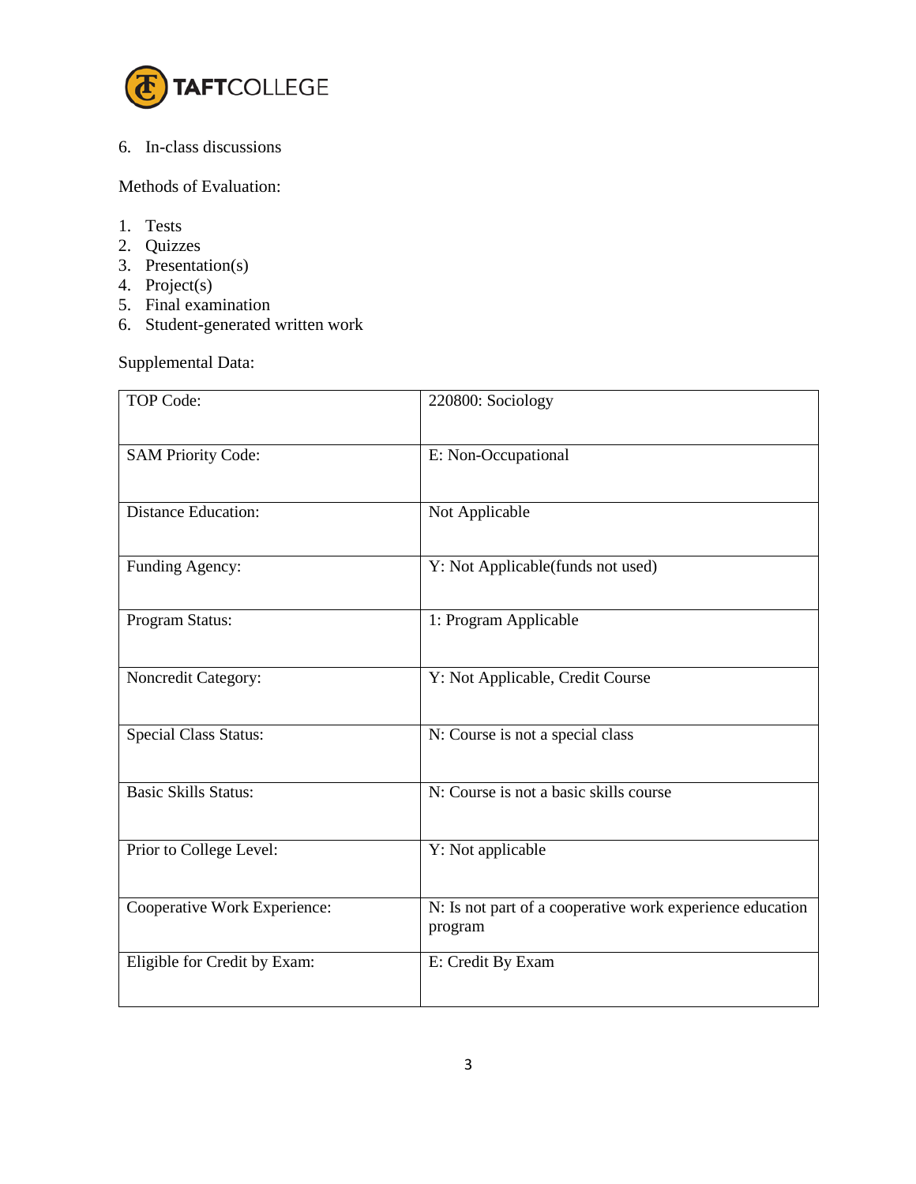6. In-class discussions

Methods of Evaluation:

1. Tests
2. Quizzes
3. Presentation(s)
4. Project(s)
5. Final examination
6. Student-generated written work

Supplemental Data:

| | |
|---|---|
| TOP Code: | 220800: Sociology |
| SAM Priority Code: | E: Non-Occupational |
| Distance Education: | Not Applicable |
| Funding Agency: | Y: Not Applicable(funds not used) |
| Program Status: | 1: Program Applicable |
| Noncredit Category: | Y: Not Applicable, Credit Course |
| Special Class Status: | N: Course is not a special class |
| Basic Skills Status: | N: Course is not a basic skills course |
| Prior to College Level: | Y: Not applicable |
| Cooperative Work Experience: | N: Is not part of a cooperative work experience education program |
| Eligible for Credit by Exam: | E: Credit By Exam |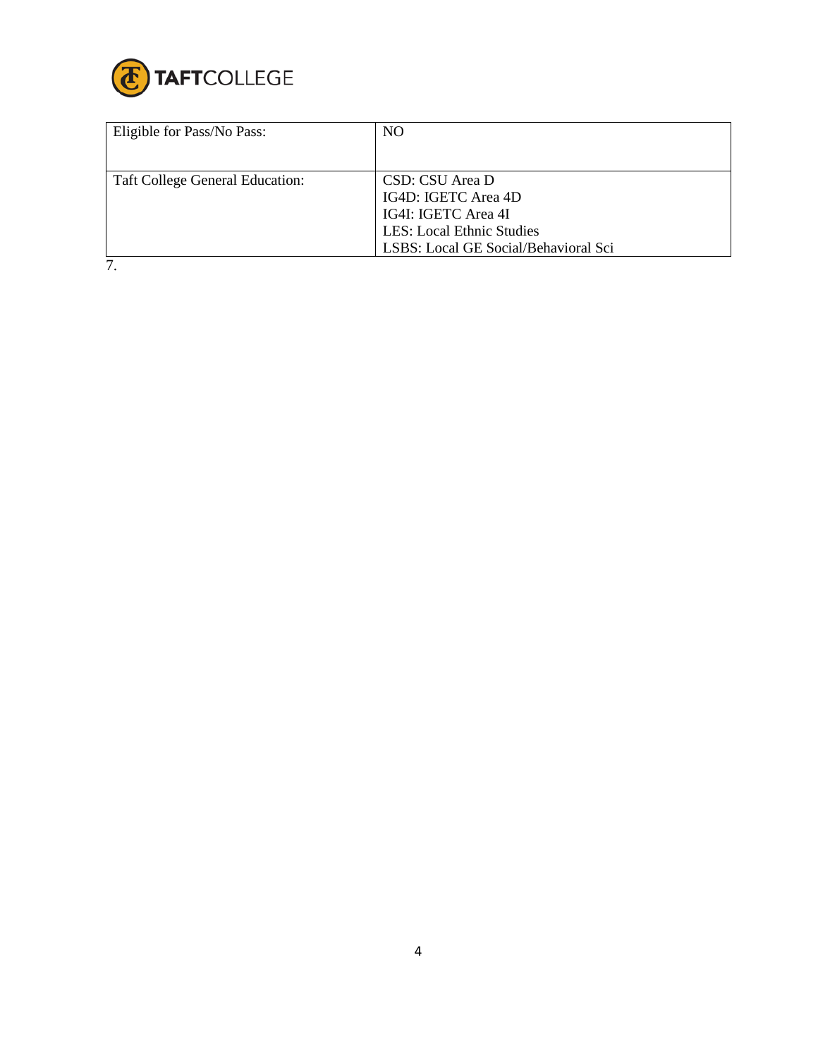| | |
|---|---|
| Eligible for Pass/No Pass: | NO |
| Taft College General Education: | CSD: CSU Area D<br>IG4D: IGETC Area 4D<br>IG4I: IGETC Area 4I<br>LES: Local Ethnic Studies<br>LSBS: Local GE Social/Behavioral Sci |

7.